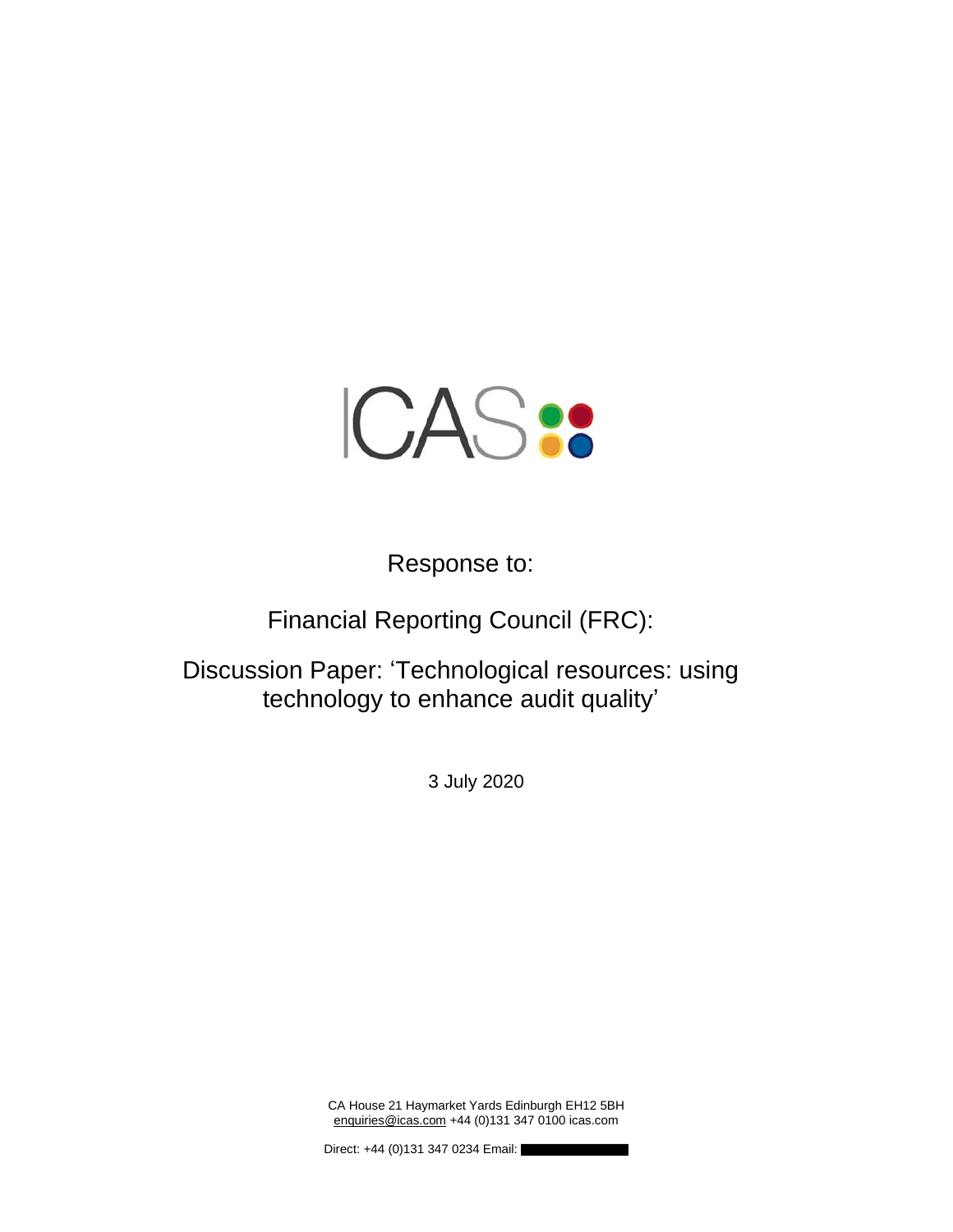ICAS

Response to:

Financial Reporting Council (FRC):

Discussion Paper: 'Technological resources: using technology to enhance audit quality'

3 July 2020

CA House 21 Haymarket Yards Edinburgh EH12 5BH
enquiries@icas.com +44 (0)131 347 0100 icas.com

Direct: +44 (0)131 347 0234 Email: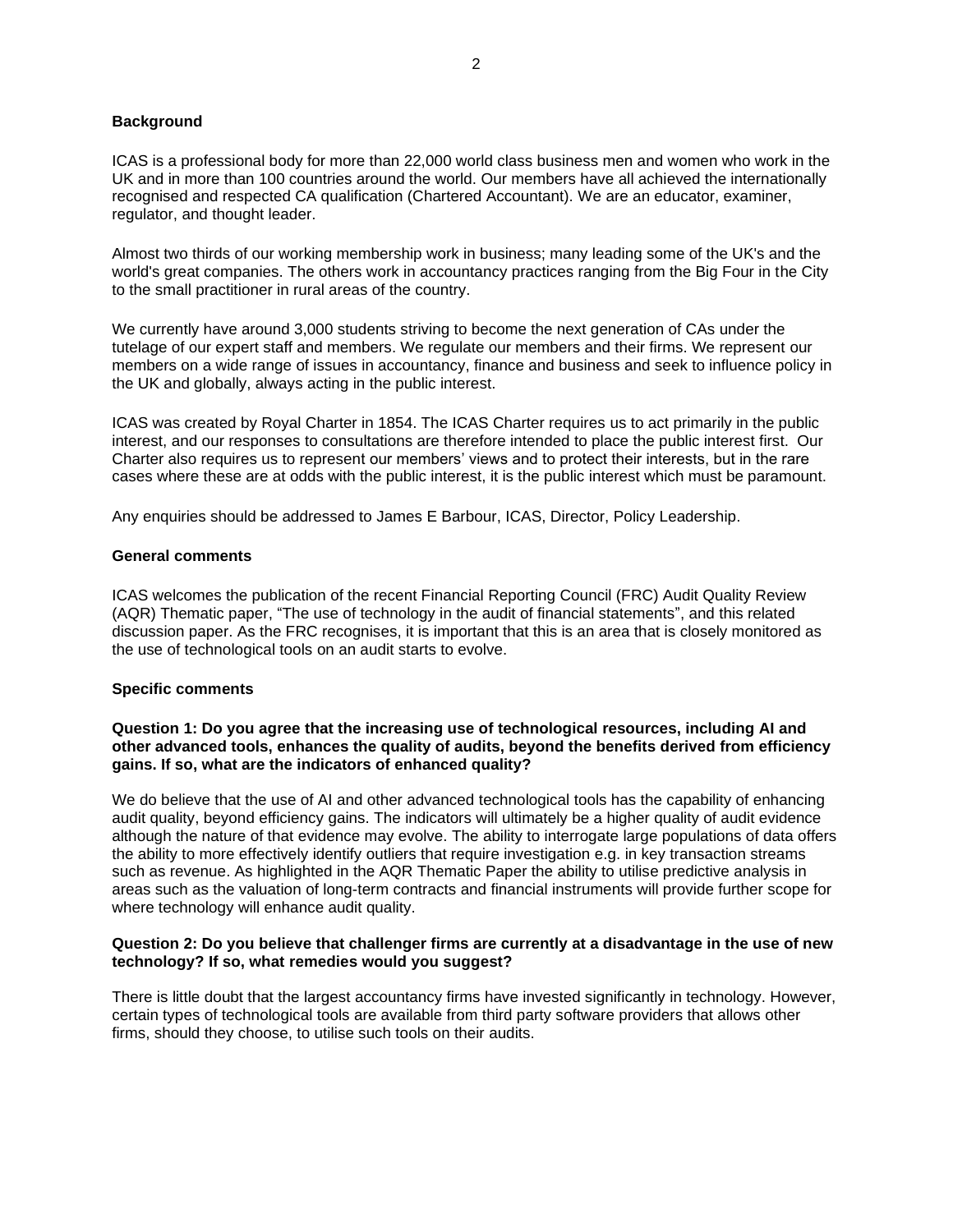**Background**

ICAS is a professional body for more than 22,000 world class business men and women who work in the UK and in more than 100 countries around the world. Our members have all achieved the internationally recognised and respected CA qualification (Chartered Accountant). We are an educator, examiner, regulator, and thought leader.

Almost two thirds of our working membership work in business; many leading some of the UK's and the world's great companies. The others work in accountancy practices ranging from the Big Four in the City to the small practitioner in rural areas of the country.

We currently have around 3,000 students striving to become the next generation of CAs under the tutelage of our expert staff and members. We regulate our members and their firms. We represent our members on a wide range of issues in accountancy, finance and business and seek to influence policy in the UK and globally, always acting in the public interest.

ICAS was created by Royal Charter in 1854. The ICAS Charter requires us to act primarily in the public interest, and our responses to consultations are therefore intended to place the public interest first. Our Charter also requires us to represent our members' views and to protect their interests, but in the rare cases where these are at odds with the public interest, it is the public interest which must be paramount.

Any enquiries should be addressed to James E Barbour, ICAS, Director, Policy Leadership.

**General comments**

ICAS welcomes the publication of the recent Financial Reporting Council (FRC) Audit Quality Review (AQR) Thematic paper, "The use of technology in the audit of financial statements", and this related discussion paper. As the FRC recognises, it is important that this is an area that is closely monitored as the use of technological tools on an audit starts to evolve.

**Specific comments**

**Question 1: Do you agree that the increasing use of technological resources, including AI and other advanced tools, enhances the quality of audits, beyond the benefits derived from efficiency gains. If so, what are the indicators of enhanced quality?**

We do believe that the use of AI and other advanced technological tools has the capability of enhancing audit quality, beyond efficiency gains. The indicators will ultimately be a higher quality of audit evidence although the nature of that evidence may evolve. The ability to interrogate large populations of data offers the ability to more effectively identify outliers that require investigation e.g. in key transaction streams such as revenue. As highlighted in the AQR Thematic Paper the ability to utilise predictive analysis in areas such as the valuation of long-term contracts and financial instruments will provide further scope for where technology will enhance audit quality.

**Question 2: Do you believe that challenger firms are currently at a disadvantage in the use of new technology? If so, what remedies would you suggest?**

There is little doubt that the largest accountancy firms have invested significantly in technology. However, certain types of technological tools are available from third party software providers that allows other firms, should they choose, to utilise such tools on their audits.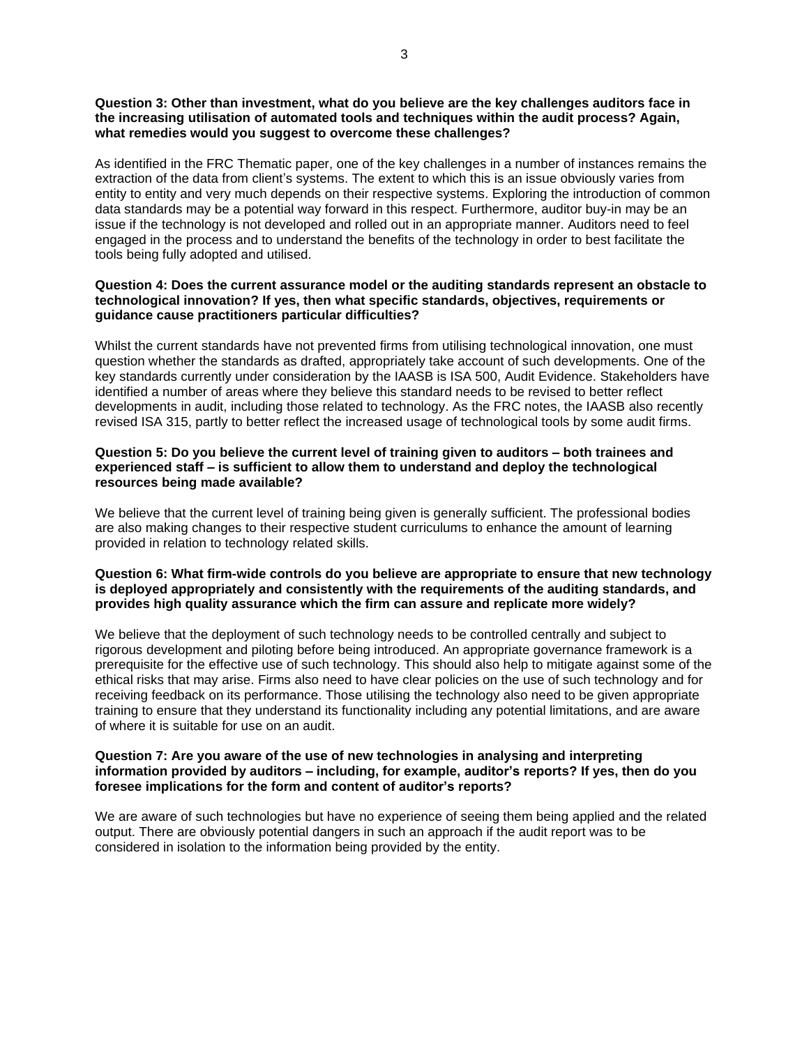**Question 3: Other than investment, what do you believe are the key challenges auditors face in the increasing utilisation of automated tools and techniques within the audit process? Again, what remedies would you suggest to overcome these challenges?**

As identified in the FRC Thematic paper, one of the key challenges in a number of instances remains the extraction of the data from client's systems. The extent to which this is an issue obviously varies from entity to entity and very much depends on their respective systems. Exploring the introduction of common data standards may be a potential way forward in this respect. Furthermore, auditor buy-in may be an issue if the technology is not developed and rolled out in an appropriate manner. Auditors need to feel engaged in the process and to understand the benefits of the technology in order to best facilitate the tools being fully adopted and utilised.

**Question 4: Does the current assurance model or the auditing standards represent an obstacle to technological innovation? If yes, then what specific standards, objectives, requirements or guidance cause practitioners particular difficulties?**

Whilst the current standards have not prevented firms from utilising technological innovation, one must question whether the standards as drafted, appropriately take account of such developments. One of the key standards currently under consideration by the IAASB is ISA 500, Audit Evidence. Stakeholders have identified a number of areas where they believe this standard needs to be revised to better reflect developments in audit, including those related to technology. As the FRC notes, the IAASB also recently revised ISA 315, partly to better reflect the increased usage of technological tools by some audit firms.

**Question 5: Do you believe the current level of training given to auditors – both trainees and experienced staff – is sufficient to allow them to understand and deploy the technological resources being made available?**

We believe that the current level of training being given is generally sufficient. The professional bodies are also making changes to their respective student curriculums to enhance the amount of learning provided in relation to technology related skills.

**Question 6: What firm-wide controls do you believe are appropriate to ensure that new technology is deployed appropriately and consistently with the requirements of the auditing standards, and provides high quality assurance which the firm can assure and replicate more widely?**

We believe that the deployment of such technology needs to be controlled centrally and subject to rigorous development and piloting before being introduced. An appropriate governance framework is a prerequisite for the effective use of such technology. This should also help to mitigate against some of the ethical risks that may arise. Firms also need to have clear policies on the use of such technology and for receiving feedback on its performance. Those utilising the technology also need to be given appropriate training to ensure that they understand its functionality including any potential limitations, and are aware of where it is suitable for use on an audit.

**Question 7: Are you aware of the use of new technologies in analysing and interpreting information provided by auditors – including, for example, auditor's reports? If yes, then do you foresee implications for the form and content of auditor's reports?**

We are aware of such technologies but have no experience of seeing them being applied and the related output. There are obviously potential dangers in such an approach if the audit report was to be considered in isolation to the information being provided by the entity.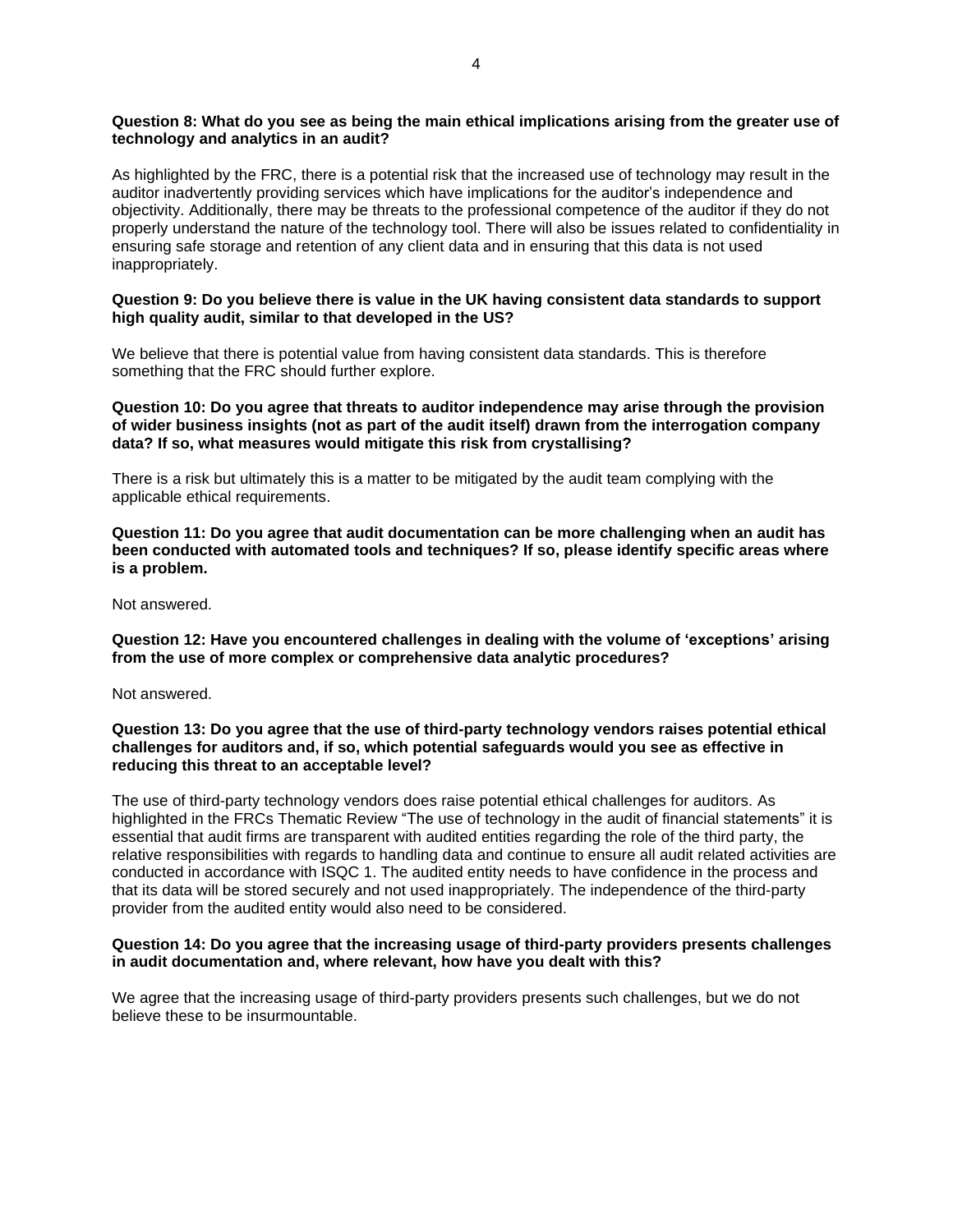**Question 8: What do you see as being the main ethical implications arising from the greater use of technology and analytics in an audit?**

As highlighted by the FRC, there is a potential risk that the increased use of technology may result in the auditor inadvertently providing services which have implications for the auditor's independence and objectivity. Additionally, there may be threats to the professional competence of the auditor if they do not properly understand the nature of the technology tool. There will also be issues related to confidentiality in ensuring safe storage and retention of any client data and in ensuring that this data is not used inappropriately.

**Question 9: Do you believe there is value in the UK having consistent data standards to support high quality audit, similar to that developed in the US?**

We believe that there is potential value from having consistent data standards. This is therefore something that the FRC should further explore.

**Question 10: Do you agree that threats to auditor independence may arise through the provision of wider business insights (not as part of the audit itself) drawn from the interrogation company data? If so, what measures would mitigate this risk from crystallising?**

There is a risk but ultimately this is a matter to be mitigated by the audit team complying with the applicable ethical requirements.

**Question 11: Do you agree that audit documentation can be more challenging when an audit has been conducted with automated tools and techniques? If so, please identify specific areas where is a problem.**

Not answered.

**Question 12: Have you encountered challenges in dealing with the volume of 'exceptions' arising from the use of more complex or comprehensive data analytic procedures?**

Not answered.

**Question 13: Do you agree that the use of third-party technology vendors raises potential ethical challenges for auditors and, if so, which potential safeguards would you see as effective in reducing this threat to an acceptable level?**

The use of third-party technology vendors does raise potential ethical challenges for auditors. As highlighted in the FRCs Thematic Review "The use of technology in the audit of financial statements" it is essential that audit firms are transparent with audited entities regarding the role of the third party, the relative responsibilities with regards to handling data and continue to ensure all audit related activities are conducted in accordance with ISQC 1. The audited entity needs to have confidence in the process and that its data will be stored securely and not used inappropriately. The independence of the third-party provider from the audited entity would also need to be considered.

**Question 14: Do you agree that the increasing usage of third-party providers presents challenges in audit documentation and, where relevant, how have you dealt with this?**

We agree that the increasing usage of third-party providers presents such challenges, but we do not believe these to be insurmountable.